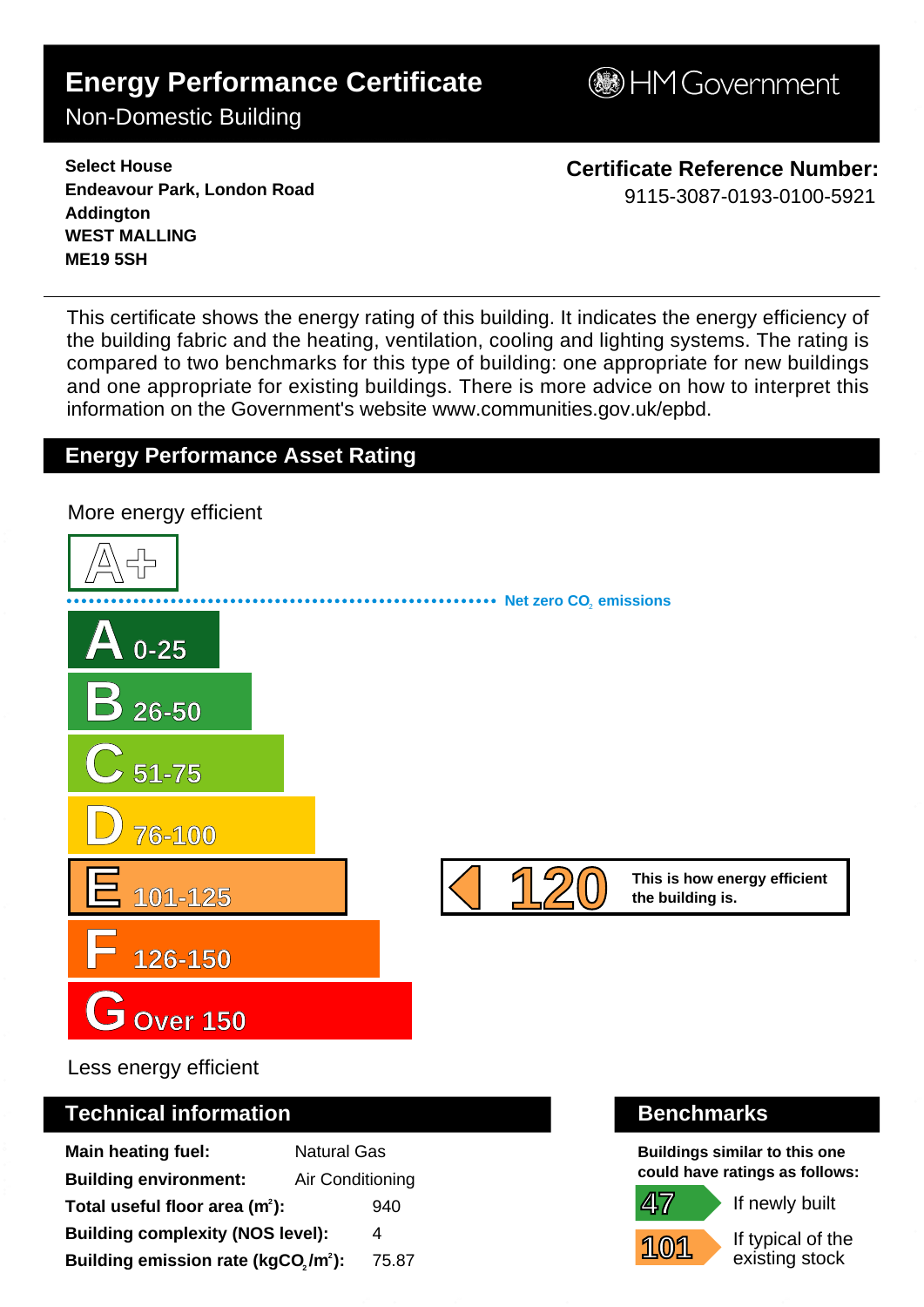# Energy Performance Certificate

Non-Domestic Building

HM Government

**Select House**
**Endeavour Park, London Road**
**Addington**
**WEST MALLING**
**ME19 5SH**

**Certificate Reference Number:**
9115-3087-0193-0100-5921

This certificate shows the energy rating of this building. It indicates the energy efficiency of the building fabric and the heating, ventilation, cooling and lighting systems. The rating is compared to two benchmarks for this type of building: one appropriate for new buildings and one appropriate for existing buildings. There is more advice on how to interpret this information on the Government's website www.communities.gov.uk/epbd.

## Energy Performance Asset Rating

More energy efficient

A+

Net zero $CO_2$ emissions

- A 0-25
- B 26-50
- C 51-75
- D 76-100
- E 101-125
- F 126-150
- G Over 150

**120** This is how energy efficient the building is.

Less energy efficient

## Technical information

| | |
|---|---|
| **Main heating fuel:** | Natural Gas |
| **Building environment:** | Air Conditioning |
| **Total useful floor area ($m^2$):** | 940 |
| **Building complexity (NOS level):** | 4 |
| **Building emission rate ($kgCO_2/m^2$):** | 75.87 |

## Benchmarks

**Buildings similar to this one could have ratings as follows:**

| | |
|---|---|
| 47 | If newly built |
| 101 | If typical of the existing stock |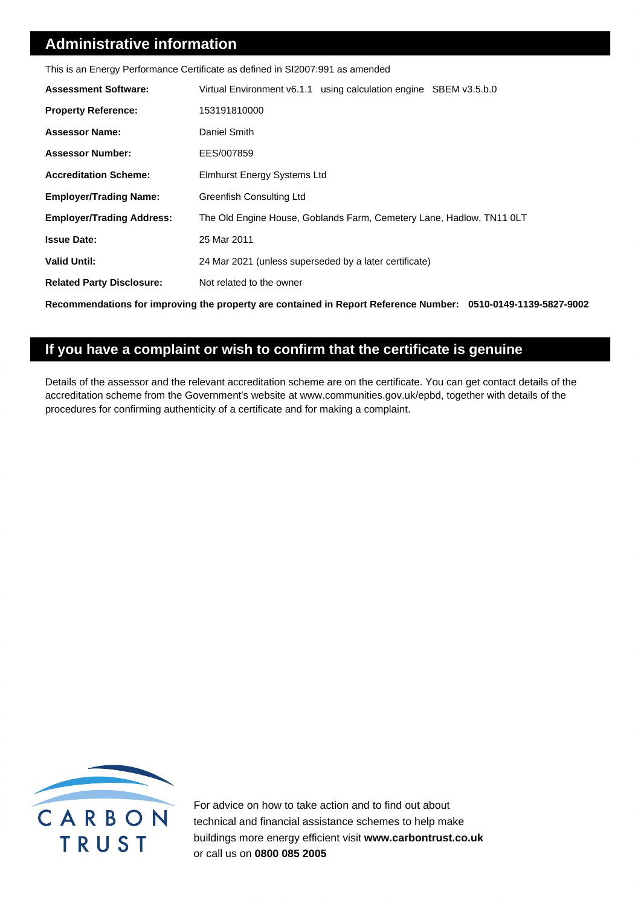## Administrative information

This is an Energy Performance Certificate as defined in SI2007:991 as amended

| | |
|---|---|
| **Assessment Software:** | Virtual Environment v6.1.1 using calculation engine SBEM v3.5.b.0 |
| **Property Reference:** | 153191810000 |
| **Assessor Name:** | Daniel Smith |
| **Assessor Number:** | EES/007859 |
| **Accreditation Scheme:** | Elmhurst Energy Systems Ltd |
| **Employer/Trading Name:** | Greenfish Consulting Ltd |
| **Employer/Trading Address:** | The Old Engine House, Goblands Farm, Cemetery Lane, Hadlow, TN11 0LT |
| **Issue Date:** | 25 Mar 2011 |
| **Valid Until:** | 24 Mar 2021 (unless superseded by a later certificate) |
| **Related Party Disclosure:** | Not related to the owner |

**Recommendations for improving the property are contained in Report Reference Number: 0510-0149-1139-5827-9002**

## If you have a complaint or wish to confirm that the certificate is genuine

Details of the assessor and the relevant accreditation scheme are on the certificate. You can get contact details of the accreditation scheme from the Government's website at www.communities.gov.uk/epbd, together with details of the procedures for confirming authenticity of a certificate and for making a complaint.

CARBON TRUST

For advice on how to take action and to find out about technical and financial assistance schemes to help make buildings more energy efficient visit **www.carbontrust.co.uk** or call us on **0800 085 2005**